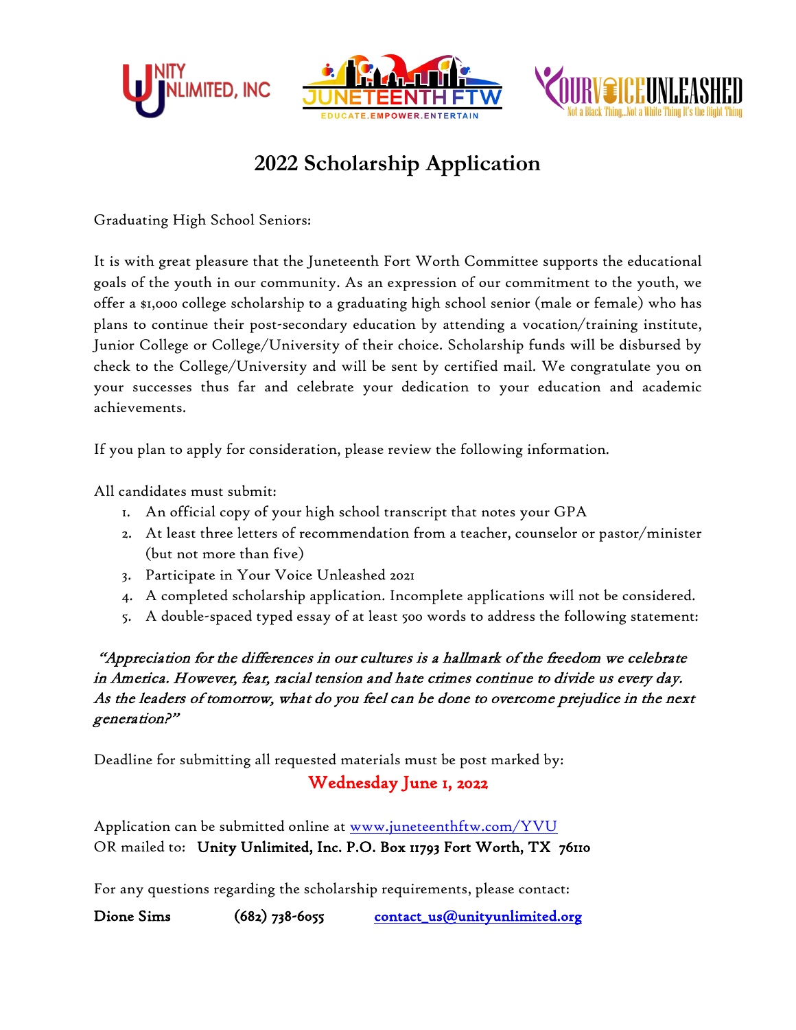# 2022 Scholarship Application

Graduating High School Seniors:

It is with great pleasure that the Juneteenth Fort Worth Committee supports the educational goals of the youth in our community. As an expression of our commitment to the youth, we offer a $1,000 college scholarship to a graduating high school senior (male or female) who has plans to continue their post-secondary education by attending a vocation/training institute, Junior College or College/University of their choice. Scholarship funds will be disbursed by check to the College/University and will be sent by certified mail. We congratulate you on your successes thus far and celebrate your dedication to your education and academic achievements.

If you plan to apply for consideration, please review the following information.

All candidates must submit:

1. An official copy of your high school transcript that notes your GPA
2. At least three letters of recommendation from a teacher, counselor or pastor/minister (but not more than five)
3. Participate in Your Voice Unleashed 2021
4. A completed scholarship application. Incomplete applications will not be considered.
5. A double-spaced typed essay of at least 500 words to address the following statement:

*"Appreciation for the differences in our cultures is a hallmark of the freedom we celebrate in America. However, fear, racial tension and hate crimes continue to divide us every day. As the leaders of tomorrow, what do you feel can be done to overcome prejudice in the next generation?"*

Deadline for submitting all requested materials must be post marked by:

**Wednesday June 1, 2022**

Application can be submitted online at www.juneteenthftw.com/YVU
OR mailed to: **Unity Unlimited, Inc. P.O. Box 11793 Fort Worth, TX 76110**

For any questions regarding the scholarship requirements, please contact:

**Dione Sims** **(682) 738-6055** contact_us@unityunlimited.org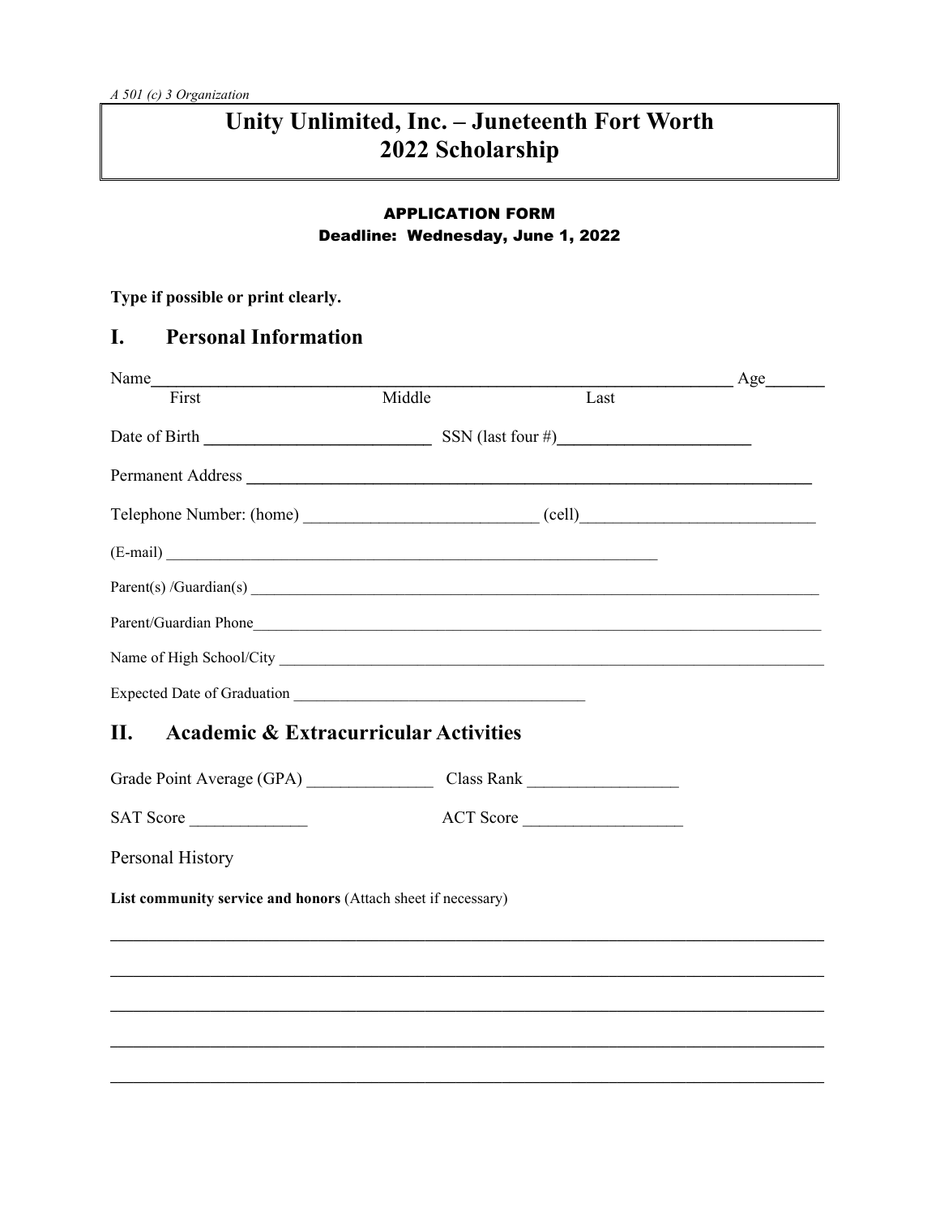*A 501 (c) 3 Organization*

# Unity Unlimited, Inc. – Juneteenth Fort Worth 2022 Scholarship

**APPLICATION FORM**
**Deadline: Wednesday, June 1, 2022**

**Type if possible or print clearly.**

## I. Personal Information

Name_______________________________________________________________ Age______
First Middle Last

Date of Birth __________________________ SSN (last four #)______________________

Permanent Address ________________________________________________________________

Telephone Number: (home) ___________________________ (cell)___________________________

(E-mail) ________________________________________________________________

Parent(s) /Guardian(s) ________________________________________________________________

Parent/Guardian Phone________________________________________________________________

Name of High School/City ________________________________________________________________

Expected Date of Graduation _____________________________________

## II. Academic & Extracurricular Activities

Grade Point Average (GPA) _______________ Class Rank _________________

SAT Score ______________ ACT Score __________________

Personal History

**List community service and honors** (Attach sheet if necessary)

________________________________________________________________________________

________________________________________________________________________________

________________________________________________________________________________

________________________________________________________________________________

________________________________________________________________________________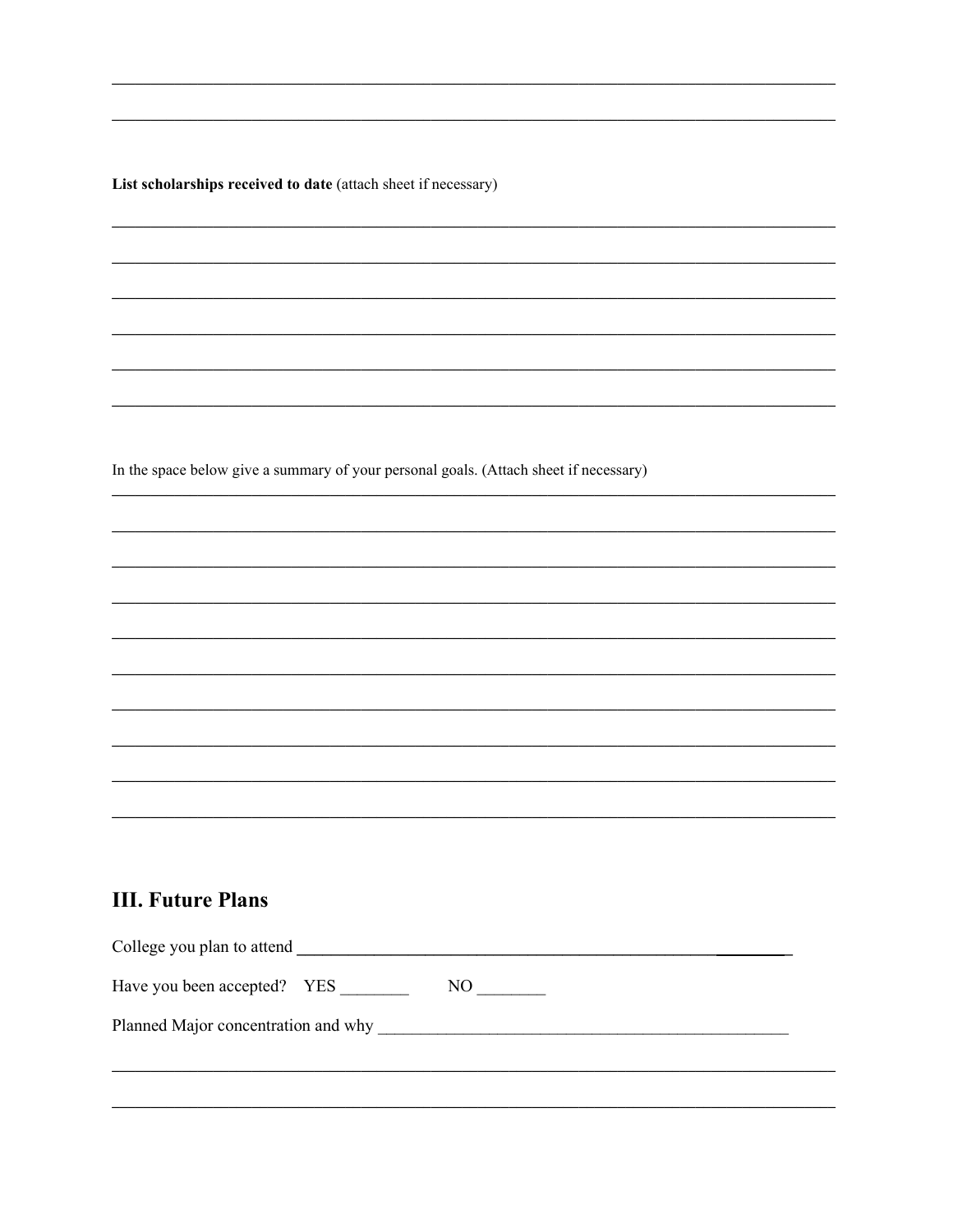**List scholarships received to date** (attach sheet if necessary)

In the space below give a summary of your personal goals. (Attach sheet if necessary)

## III. Future Plans

College you plan to attend ____________________________________________

Have you been accepted? YES ________ NO ________

Planned Major concentration and why ____________________________________________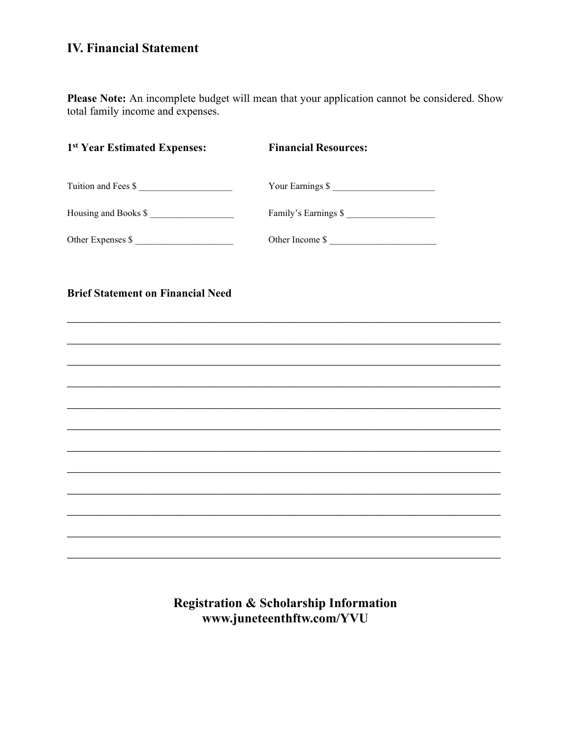## IV. Financial Statement

**Please Note:** An incomplete budget will mean that your application cannot be considered. Show total family income and expenses.

**1st Year Estimated Expenses:**

Tuition and Fees $ ___________________

Housing and Books $ _________________

Other Expenses $ ____________________

**Financial Resources:**

Your Earnings $ _____________________

Family's Earnings $ __________________

Other Income $ ______________________

**Brief Statement on Financial Need**

_______________________________________________________________________________

_______________________________________________________________________________

_______________________________________________________________________________

_______________________________________________________________________________

_______________________________________________________________________________

_______________________________________________________________________________

_______________________________________________________________________________

_______________________________________________________________________________

_______________________________________________________________________________

_______________________________________________________________________________

_______________________________________________________________________________

_______________________________________________________________________________

**Registration & Scholarship Information**
**www.juneteenthftw.com/YVU**